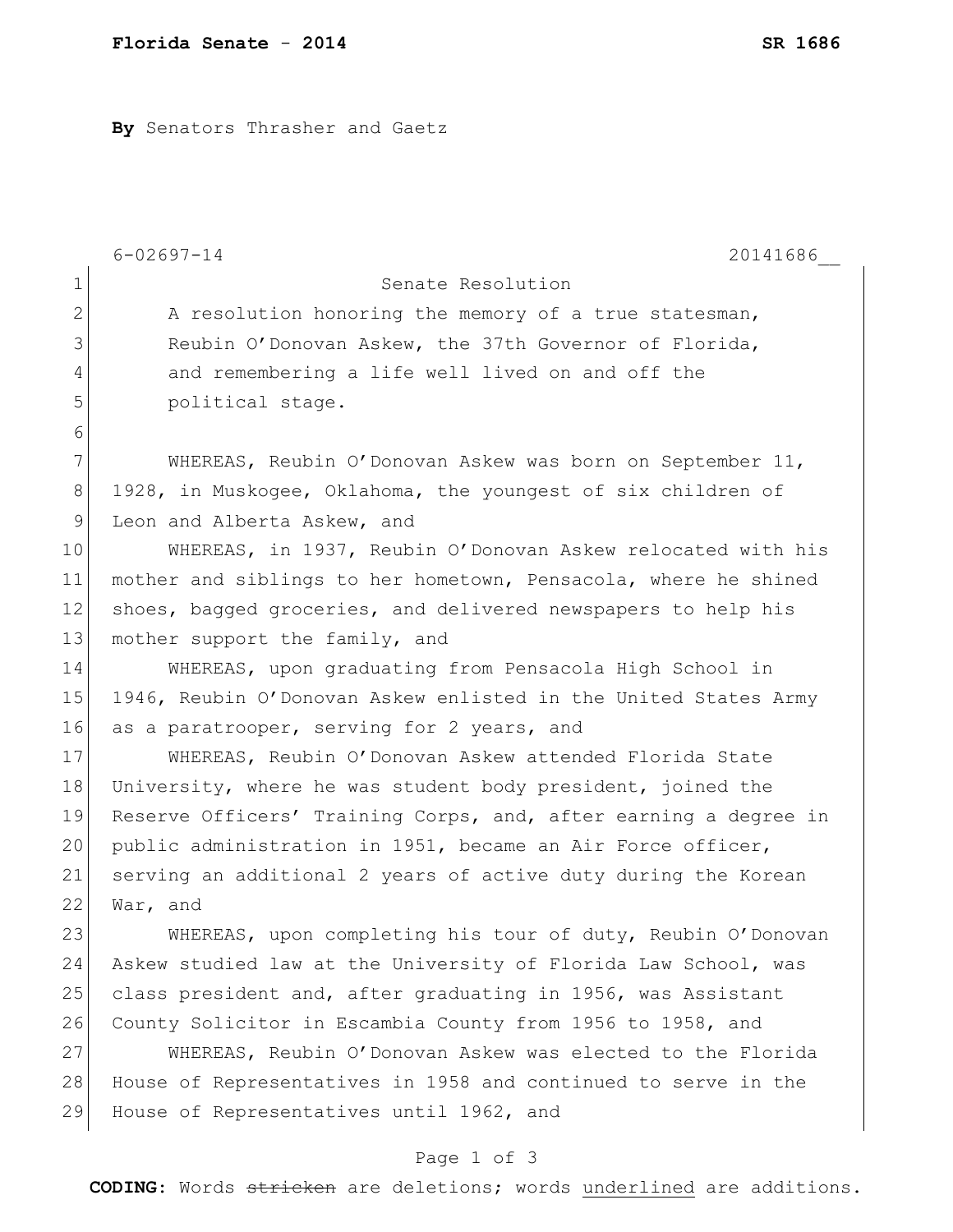**By** Senators Thrasher and Gaetz

6-02697-14 20141686__

Senate Resolution

A resolution honoring the memory of a true statesman, Reubin O'Donovan Askew, the 37th Governor of Florida, and remembering a life well lived on and off the political stage.

WHEREAS, Reubin O'Donovan Askew was born on September 11, 1928, in Muskogee, Oklahoma, the youngest of six children of Leon and Alberta Askew, and

WHEREAS, in 1937, Reubin O'Donovan Askew relocated with his mother and siblings to her hometown, Pensacola, where he shined shoes, bagged groceries, and delivered newspapers to help his mother support the family, and

WHEREAS, upon graduating from Pensacola High School in 1946, Reubin O'Donovan Askew enlisted in the United States Army as a paratrooper, serving for 2 years, and

WHEREAS, Reubin O'Donovan Askew attended Florida State University, where he was student body president, joined the Reserve Officers' Training Corps, and, after earning a degree in public administration in 1951, became an Air Force officer, serving an additional 2 years of active duty during the Korean War, and

WHEREAS, upon completing his tour of duty, Reubin O'Donovan Askew studied law at the University of Florida Law School, was class president and, after graduating in 1956, was Assistant County Solicitor in Escambia County from 1956 to 1958, and

WHEREAS, Reubin O'Donovan Askew was elected to the Florida House of Representatives in 1958 and continued to serve in the House of Representatives until 1962, and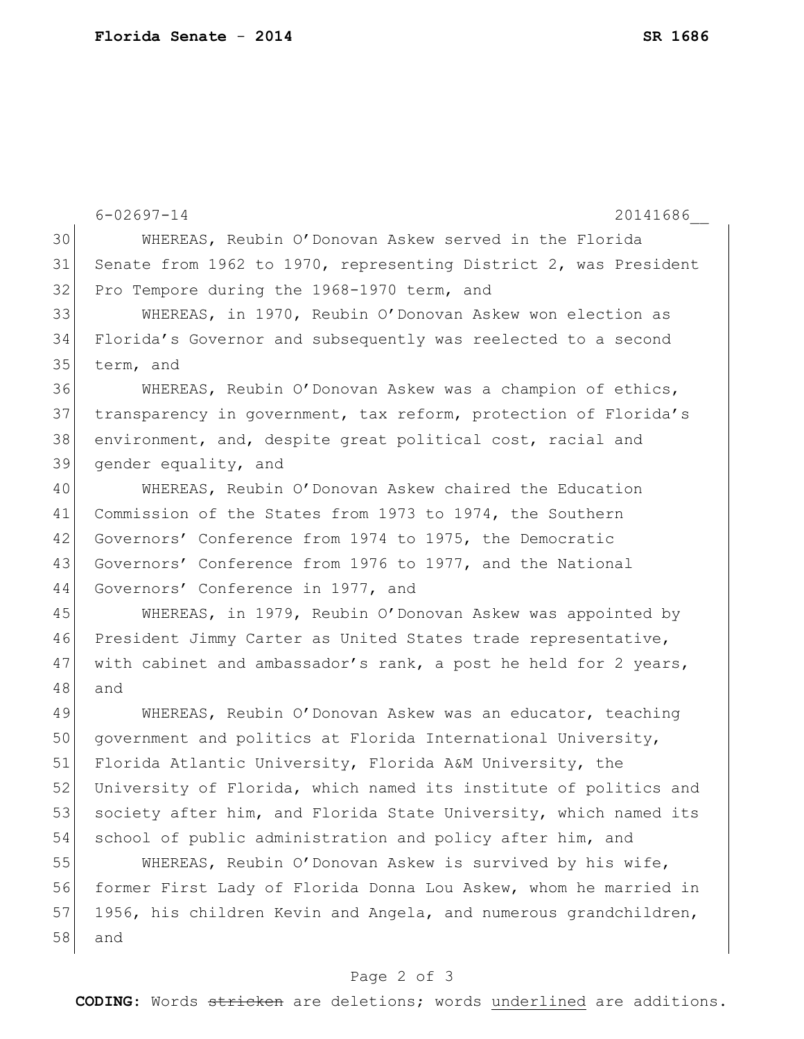6-02697-14 20141686__

WHEREAS, Reubin O'Donovan Askew served in the Florida Senate from 1962 to 1970, representing District 2, was President Pro Tempore during the 1968-1970 term, and

WHEREAS, in 1970, Reubin O'Donovan Askew won election as Florida's Governor and subsequently was reelected to a second term, and

WHEREAS, Reubin O'Donovan Askew was a champion of ethics, transparency in government, tax reform, protection of Florida's environment, and, despite great political cost, racial and gender equality, and

WHEREAS, Reubin O'Donovan Askew chaired the Education Commission of the States from 1973 to 1974, the Southern Governors' Conference from 1974 to 1975, the Democratic Governors' Conference from 1976 to 1977, and the National Governors' Conference in 1977, and

WHEREAS, in 1979, Reubin O'Donovan Askew was appointed by President Jimmy Carter as United States trade representative, with cabinet and ambassador's rank, a post he held for 2 years, and

WHEREAS, Reubin O'Donovan Askew was an educator, teaching government and politics at Florida International University, Florida Atlantic University, Florida A&M University, the University of Florida, which named its institute of politics and society after him, and Florida State University, which named its school of public administration and policy after him, and

WHEREAS, Reubin O'Donovan Askew is survived by his wife, former First Lady of Florida Donna Lou Askew, whom he married in 1956, his children Kevin and Angela, and numerous grandchildren, and

**CODING:** Words ~~stricken~~ are deletions; words <u>underlined</u> are additions.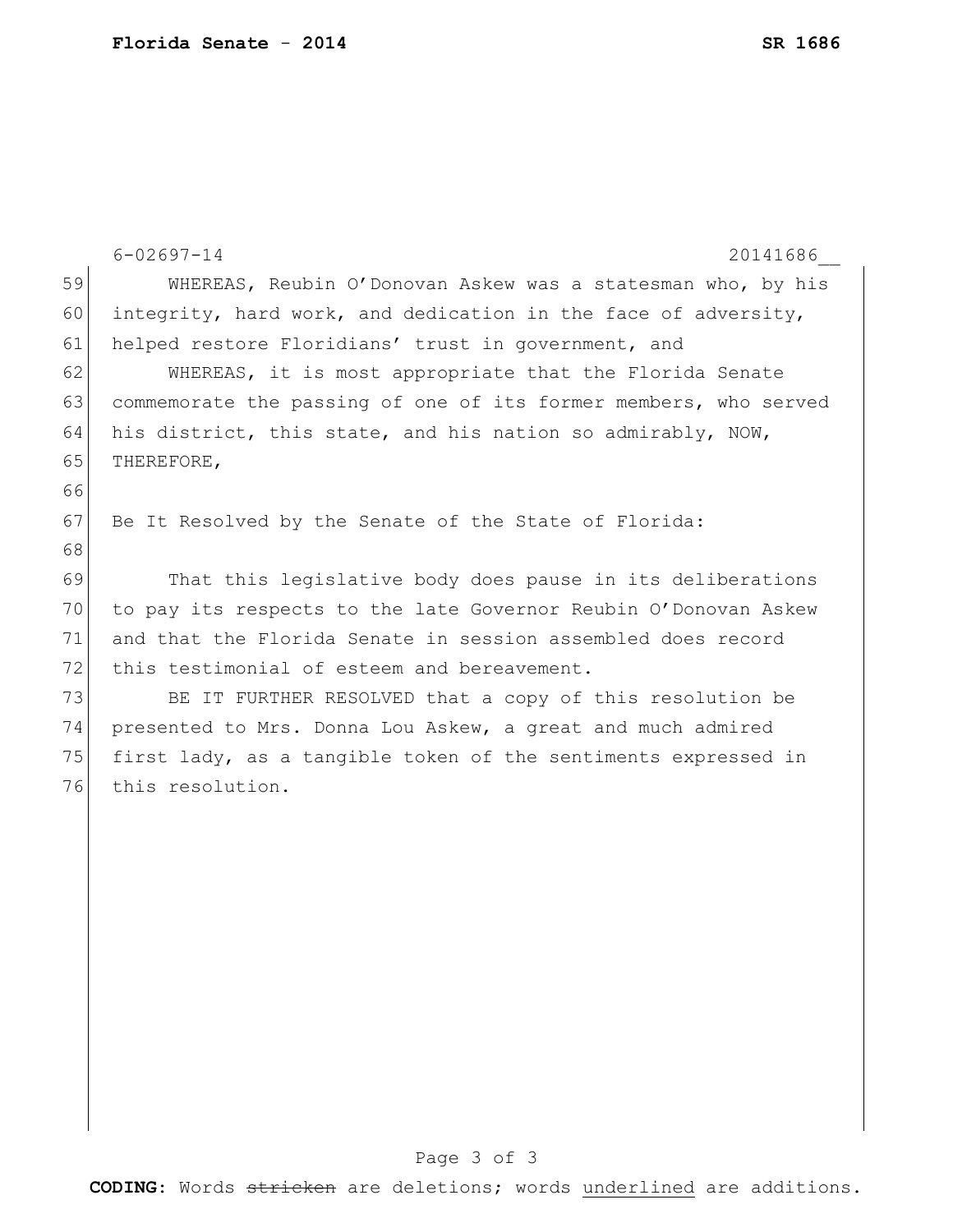WHEREAS, Reubin O'Donovan Askew was a statesman who, by his integrity, hard work, and dedication in the face of adversity, helped restore Floridians' trust in government, and

WHEREAS, it is most appropriate that the Florida Senate commemorate the passing of one of its former members, who served his district, this state, and his nation so admirably, NOW, THEREFORE,

Be It Resolved by the Senate of the State of Florida:

That this legislative body does pause in its deliberations to pay its respects to the late Governor Reubin O'Donovan Askew and that the Florida Senate in session assembled does record this testimonial of esteem and bereavement.

BE IT FURTHER RESOLVED that a copy of this resolution be presented to Mrs. Donna Lou Askew, a great and much admired first lady, as a tangible token of the sentiments expressed in this resolution.